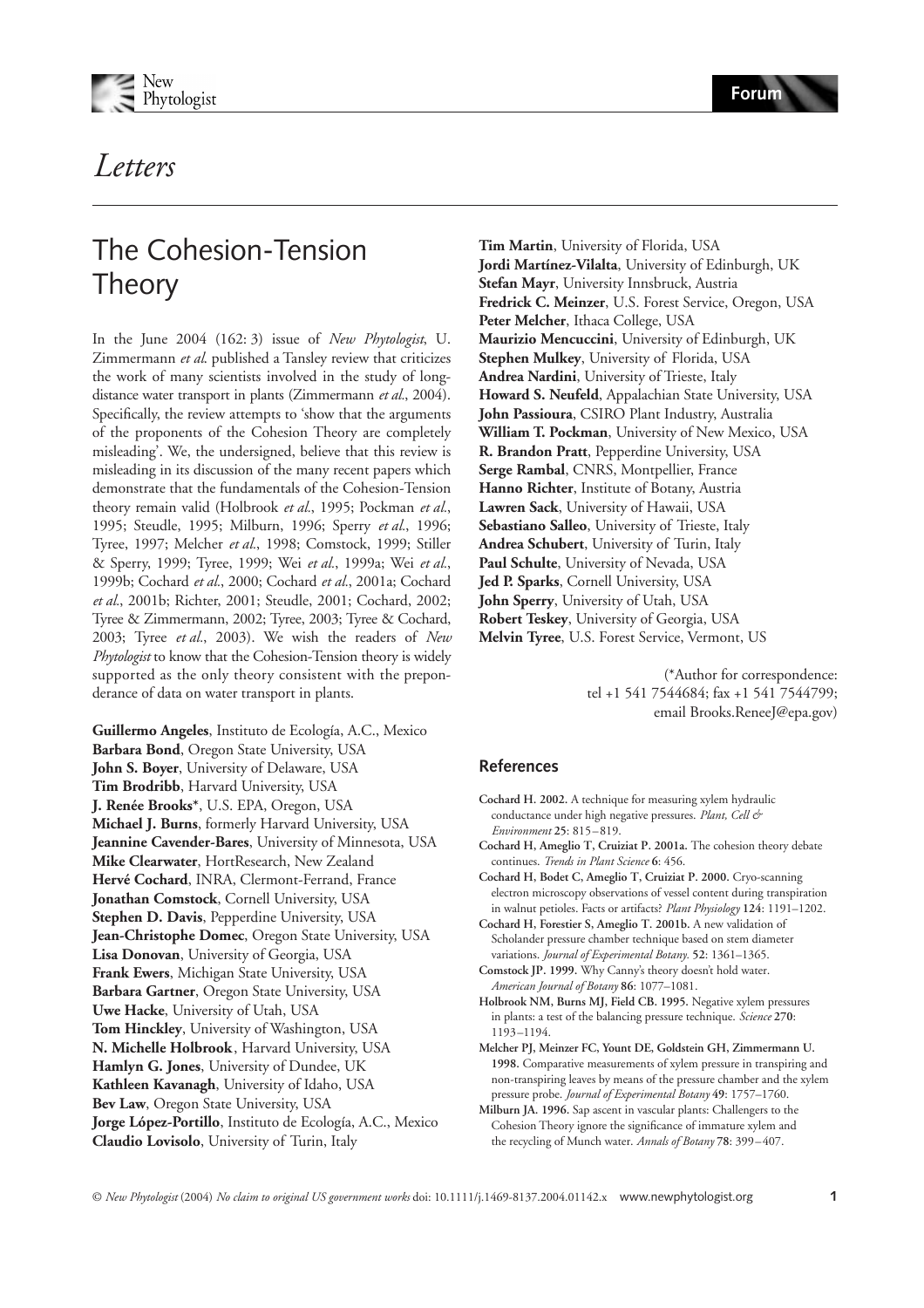# Letters

## The Cohesion-Tension Theory

In the June 2004 (162: 3) issue of *New Phytologist*, U. Zimmermann *et al.* published a Tansley review that criticizes the work of many scientists involved in the study of long-distance water transport in plants (Zimmermann *et al.*, 2004). Specifically, the review attempts to 'show that the arguments of the proponents of the Cohesion Theory are completely misleading'. We, the undersigned, believe that this review is misleading in its discussion of the many recent papers which demonstrate that the fundamentals of the Cohesion-Tension theory remain valid (Holbrook *et al.*, 1995; Pockman *et al.*, 1995; Steudle, 1995; Milburn, 1996; Sperry *et al.*, 1996; Tyree, 1997; Melcher *et al.*, 1998; Comstock, 1999; Stiller & Sperry, 1999; Tyree, 1999; Wei *et al.*, 1999a; Wei *et al.*, 1999b; Cochard *et al.*, 2000; Cochard *et al.*, 2001a; Cochard *et al.*, 2001b; Richter, 2001; Steudle, 2001; Cochard, 2002; Tyree & Zimmermann, 2002; Tyree, 2003; Tyree & Cochard, 2003; Tyree *et al.*, 2003). We wish the readers of *New Phytologist* to know that the Cohesion-Tension theory is widely supported as the only theory consistent with the preponderance of data on water transport in plants.

**Guillermo Angeles**, Instituto de Ecología, A.C., Mexico
**Barbara Bond**, Oregon State University, USA
**John S. Boyer**, University of Delaware, USA
**Tim Brodribb**, Harvard University, USA
**J. Renée Brooks***, U.S. EPA, Oregon, USA
**Michael J. Burns**, formerly Harvard University, USA
**Jeannine Cavender-Bares**, University of Minnesota, USA
**Mike Clearwater**, HortResearch, New Zealand
**Hervé Cochard**, INRA, Clermont-Ferrand, France
**Jonathan Comstock**, Cornell University, USA
**Stephen D. Davis**, Pepperdine University, USA
**Jean-Christophe Domec**, Oregon State University, USA
**Lisa Donovan**, University of Georgia, USA
**Frank Ewers**, Michigan State University, USA
**Barbara Gartner**, Oregon State University, USA
**Uwe Hacke**, University of Utah, USA
**Tom Hinckley**, University of Washington, USA
**N. Michelle Holbrook**, Harvard University, USA
**Hamlyn G. Jones**, University of Dundee, UK
**Kathleen Kavanagh**, University of Idaho, USA
**Bev Law**, Oregon State University, USA
**Jorge López-Portillo**, Instituto de Ecología, A.C., Mexico
**Claudio Lovisolo**, University of Turin, Italy
**Tim Martin**, University of Florida, USA
**Jordi Martínez-Vilalta**, University of Edinburgh, UK
**Stefan Mayr**, University Innsbruck, Austria
**Fredrick C. Meinzer**, U.S. Forest Service, Oregon, USA
**Peter Melcher**, Ithaca College, USA
**Maurizio Mencuccini**, University of Edinburgh, UK
**Stephen Mulkey**, University of Florida, USA
**Andrea Nardini**, University of Trieste, Italy
**Howard S. Neufeld**, Appalachian State University, USA
**John Passioura**, CSIRO Plant Industry, Australia
**William T. Pockman**, University of New Mexico, USA
**R. Brandon Pratt**, Pepperdine University, USA
**Serge Rambal**, CNRS, Montpellier, France
**Hanno Richter**, Institute of Botany, Austria
**Lawren Sack**, University of Hawaii, USA
**Sebastiano Salleo**, University of Trieste, Italy
**Andrea Schubert**, University of Turin, Italy
**Paul Schulte**, University of Nevada, USA
**Jed P. Sparks**, Cornell University, USA
**John Sperry**, University of Utah, USA
**Robert Teskey**, University of Georgia, USA
**Melvin Tyree**, U.S. Forest Service, Vermont, US

(*Author for correspondence: tel +1 541 7544684; fax +1 541 7544799; email Brooks.ReneeJ@epa.gov)

### References

**Cochard H. 2002.** A technique for measuring xylem hydraulic conductance under high negative pressures. *Plant, Cell & Environment* **25**: 815–819.

**Cochard H, Ameglio T, Cruiziat P. 2001a.** The cohesion theory debate continues. *Trends in Plant Science* **6**: 456.

**Cochard H, Bodet C, Ameglio T, Cruiziat P. 2000.** Cryo-scanning electron microscopy observations of vessel content during transpiration in walnut petioles. Facts or artifacts? *Plant Physiology* **124**: 1191–1202.

**Cochard H, Forestier S, Ameglio T. 2001b.** A new validation of Scholander pressure chamber technique based on stem diameter variations. *Journal of Experimental Botany*. **52**: 1361–1365.

**Comstock JP. 1999.** Why Canny's theory doesn't hold water. *American Journal of Botany* **86**: 1077–1081.

**Holbrook NM, Burns MJ, Field CB. 1995.** Negative xylem pressures in plants: a test of the balancing pressure technique. *Science* **270**: 1193–1194.

**Melcher PJ, Meinzer FC, Yount DE, Goldstein GH, Zimmermann U. 1998.** Comparative measurements of xylem pressure in transpiring and non-transpiring leaves by means of the pressure chamber and the xylem pressure probe. *Journal of Experimental Botany* **49**: 1757–1760.

**Milburn JA. 1996.** Sap ascent in vascular plants: Challengers to the Cohesion Theory ignore the significance of immature xylem and the recycling of Munch water. *Annals of Botany* **78**: 399–407.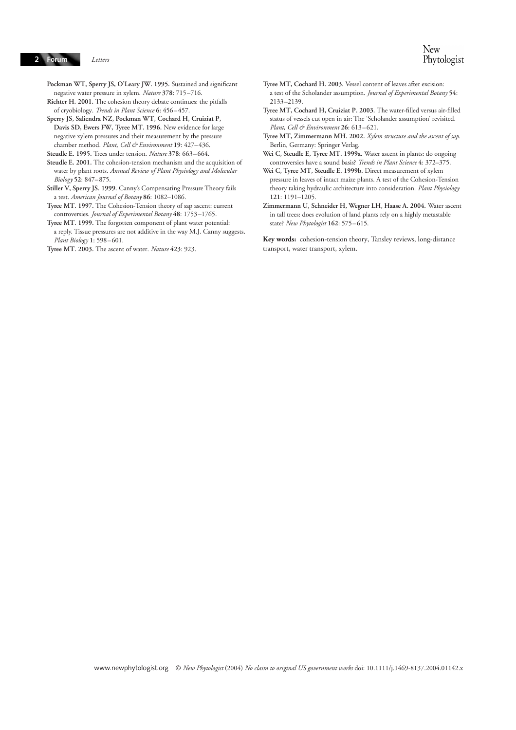**Pockman WT, Sperry JS, O'Leary JW. 1995.** Sustained and significant negative water pressure in xylem. *Nature* **378**: 715–716.

**Richter H. 2001.** The cohesion theory debate continues: the pitfalls of cryobiology. *Trends in Plant Science* **6**: 456–457.

**Sperry JS, Saliendra NZ, Pockman WT, Cochard H, Cruiziat P, Davis SD, Ewers FW, Tyree MT. 1996.** New evidence for large negative xylem pressures and their measurement by the pressure chamber method. *Plant, Cell & Environment* **19**: 427–436.

**Steudle E. 1995.** Trees under tension. *Nature* **378**: 663–664.

**Steudle E. 2001.** The cohesion-tension mechanism and the acquisition of water by plant roots. *Annual Review of Plant Physiology and Molecular Biology* **52**: 847–875.

**Stiller V, Sperry JS. 1999.** Canny's Compensating Pressure Theory fails a test. *American Journal of Botany* **86**: 1082–1086.

**Tyree MT. 1997.** The Cohesion-Tension theory of sap ascent: current controversies. *Journal of Experimental Botany* **48**: 1753–1765.

**Tyree MT. 1999.** The forgotten component of plant water potential: a reply. Tissue pressures are not additive in the way M.J. Canny suggests. *Plant Biology* **1**: 598–601.

**Tyree MT. 2003.** The ascent of water. *Nature* **423**: 923.

**Tyree MT, Cochard H. 2003.** Vessel content of leaves after excision: a test of the Scholander assumption. *Journal of Experimental Botany* **54**: 2133–2139.

**Tyree MT, Cochard H, Cruiziat P. 2003.** The water-filled versus air-filled status of vessels cut open in air: The 'Scholander assumption' revisited. *Plant, Cell & Environment* **26**: 613–621.

**Tyree MT, Zimmermann MH. 2002.** *Xylem structure and the ascent of sap.* Berlin, Germany: Springer Verlag.

**Wei C, Steudle E, Tyree MT. 1999a.** Water ascent in plants: do ongoing controversies have a sound basis? *Trends in Plant Science* **4**: 372–375.

**Wei C, Tyree MT, Steudle E. 1999b.** Direct measurement of xylem pressure in leaves of intact maize plants. A test of the Cohesion-Tension theory taking hydraulic architecture into consideration. *Plant Physiology* **121**: 1191–1205.

**Zimmermann U, Schneider H, Wegner LH, Haase A. 2004.** Water ascent in tall trees: does evolution of land plants rely on a highly metastable state? *New Phytologist* **162**: 575–615.

**Key words:** cohesion-tension theory, Tansley reviews, long-distance transport, water transport, xylem.